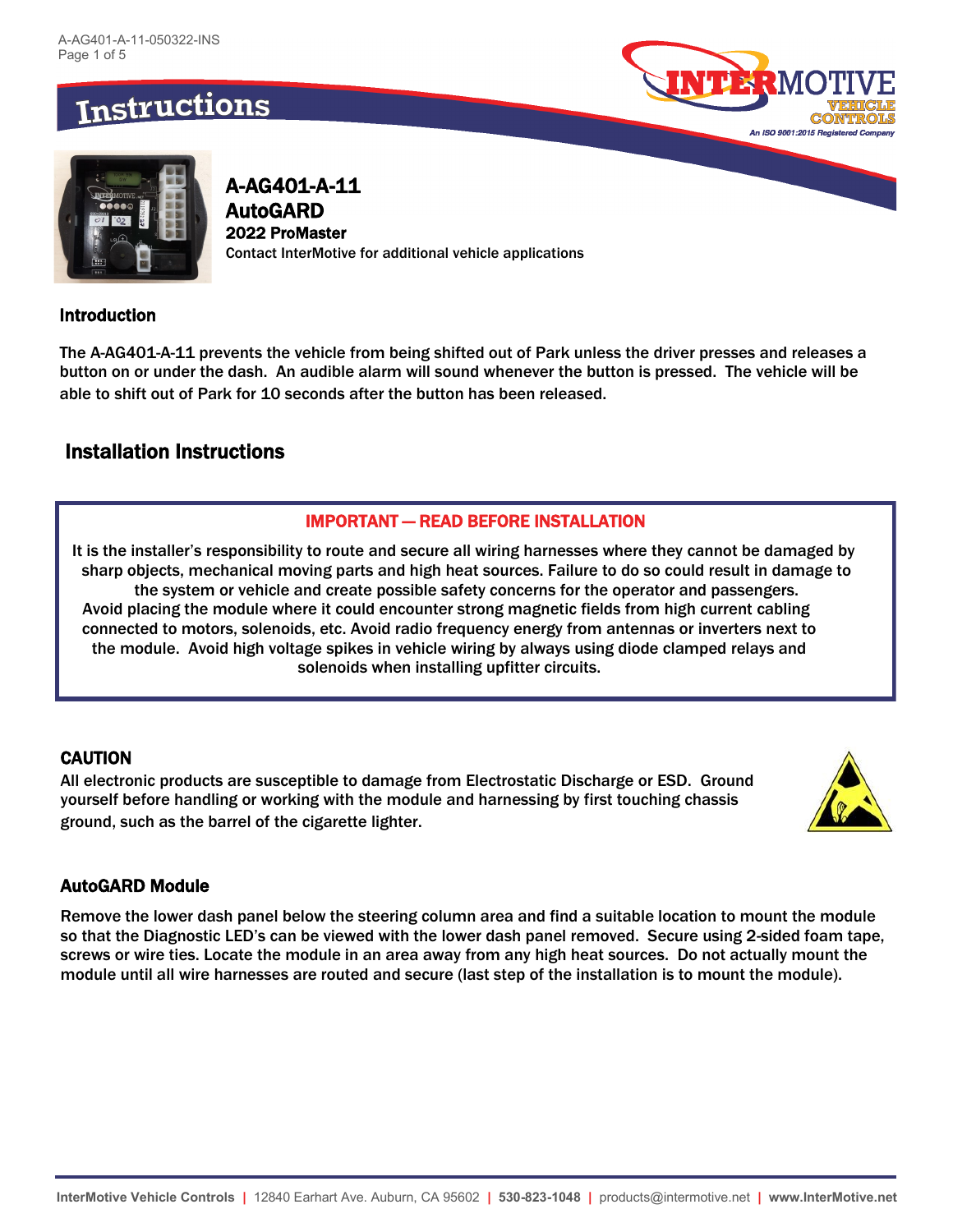# Instructions

**A-AG401-A-11**
**AutoGARD**
**2022 ProMaster**
**Contact InterMotive for additional vehicle applications**

## Introduction

The A-AG401-A-11 prevents the vehicle from being shifted out of Park unless the driver presses and releases a button on or under the dash. An audible alarm will sound whenever the button is pressed. The vehicle will be able to shift out of Park for 10 seconds after the button has been released.

## Installation Instructions

**IMPORTANT — READ BEFORE INSTALLATION**

It is the installer's responsibility to route and secure all wiring harnesses where they cannot be damaged by sharp objects, mechanical moving parts and high heat sources. Failure to do so could result in damage to the system or vehicle and create possible safety concerns for the operator and passengers. Avoid placing the module where it could encounter strong magnetic fields from high current cabling connected to motors, solenoids, etc. Avoid radio frequency energy from antennas or inverters next to the module. Avoid high voltage spikes in vehicle wiring by always using diode clamped relays and solenoids when installing upfitter circuits.

### CAUTION

All electronic products are susceptible to damage from Electrostatic Discharge or ESD. Ground yourself before handling or working with the module and harnessing by first touching chassis ground, such as the barrel of the cigarette lighter.

### AutoGARD Module

Remove the lower dash panel below the steering column area and find a suitable location to mount the module so that the Diagnostic LED's can be viewed with the lower dash panel removed. Secure using 2-sided foam tape, screws or wire ties. Locate the module in an area away from any high heat sources. Do not actually mount the module until all wire harnesses are routed and secure (last step of the installation is to mount the module).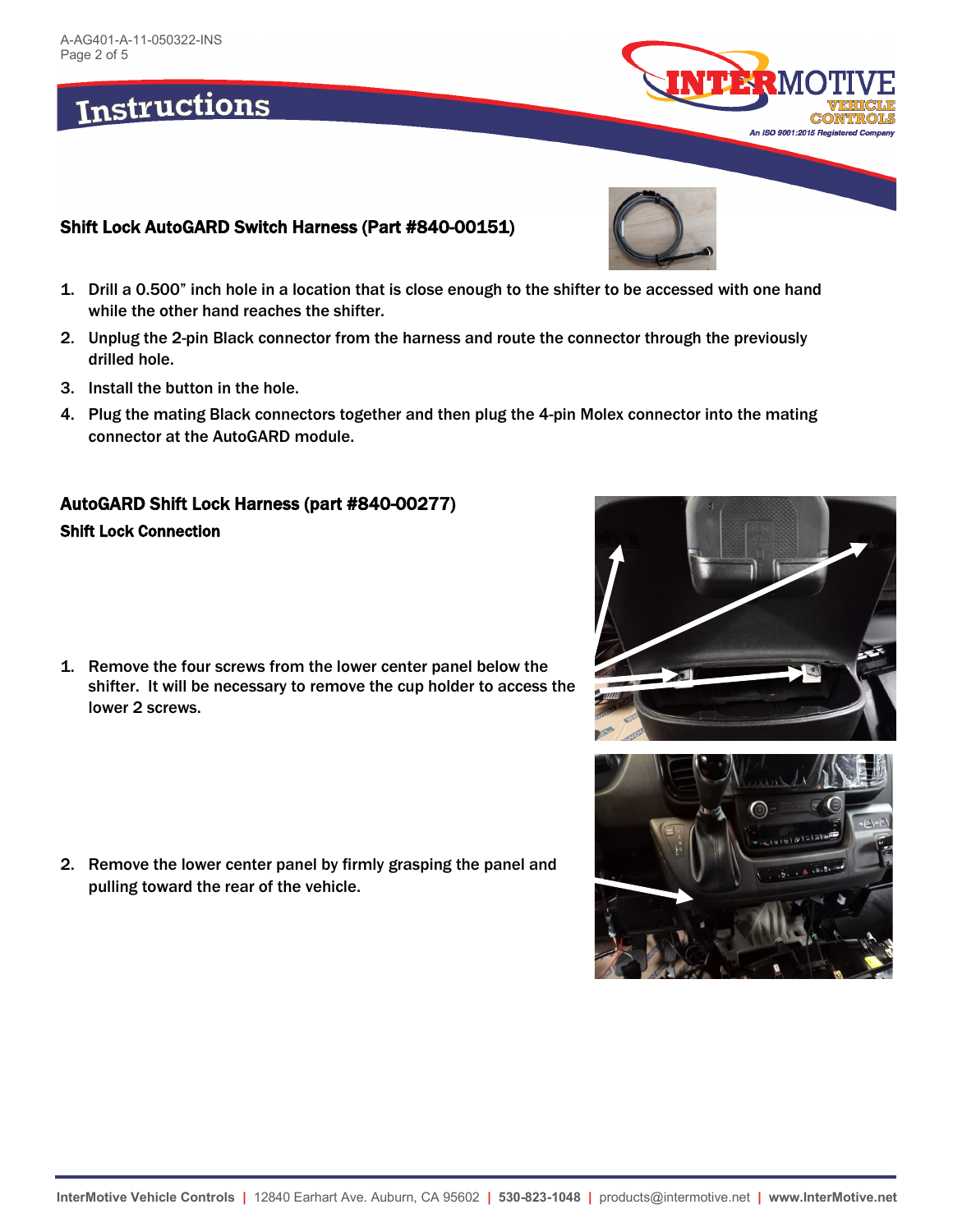# Instructions

### Shift Lock AutoGARD Switch Harness (Part #840-00151)

1. Drill a 0.500" inch hole in a location that is close enough to the shifter to be accessed with one hand while the other hand reaches the shifter.
2. Unplug the 2-pin Black connector from the harness and route the connector through the previously drilled hole.
3. Install the button in the hole.
4. Plug the mating Black connectors together and then plug the 4-pin Molex connector into the mating connector at the AutoGARD module.

### AutoGARD Shift Lock Harness (part #840-00277)

**Shift Lock Connection**

1. Remove the four screws from the lower center panel below the shifter. It will be necessary to remove the cup holder to access the lower 2 screws.
2. Remove the lower center panel by firmly grasping the panel and pulling toward the rear of the vehicle.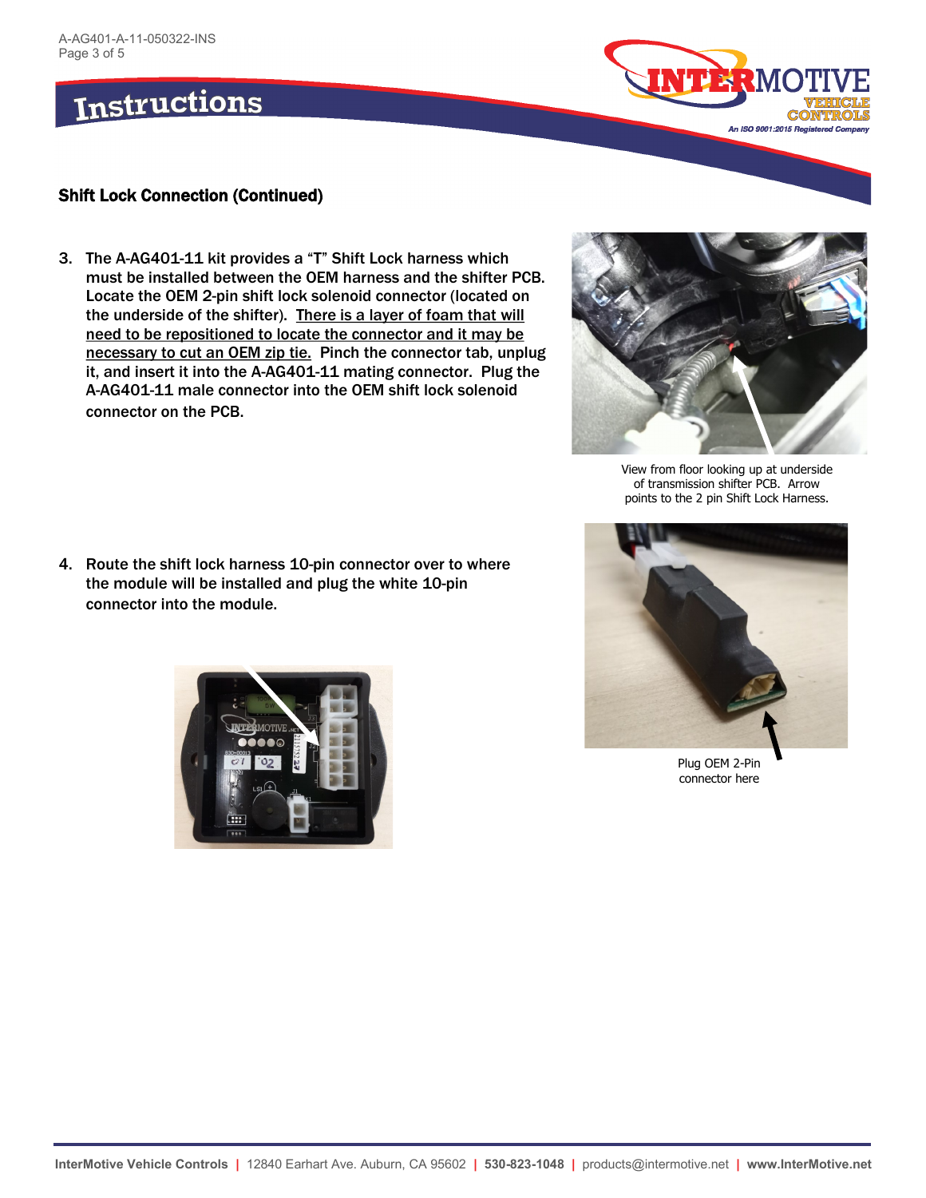# Instructions

### Shift Lock Connection (Continued)

3. The A-AG401-11 kit provides a "T" Shift Lock harness which must be installed between the OEM harness and the shifter PCB. Locate the OEM 2-pin shift lock solenoid connector (located on the underside of the shifter). <u>There is a layer of foam that will need to be repositioned to locate the connector and it may be necessary to cut an OEM zip tie.</u> Pinch the connector tab, unplug it, and insert it into the A-AG401-11 mating connector. Plug the A-AG401-11 male connector into the OEM shift lock solenoid connector on the PCB.

View from floor looking up at underside of transmission shifter PCB. Arrow points to the 2 pin Shift Lock Harness.

4. Route the shift lock harness 10-pin connector over to where the module will be installed and plug the white 10-pin connector into the module.

Plug OEM 2-Pin connector here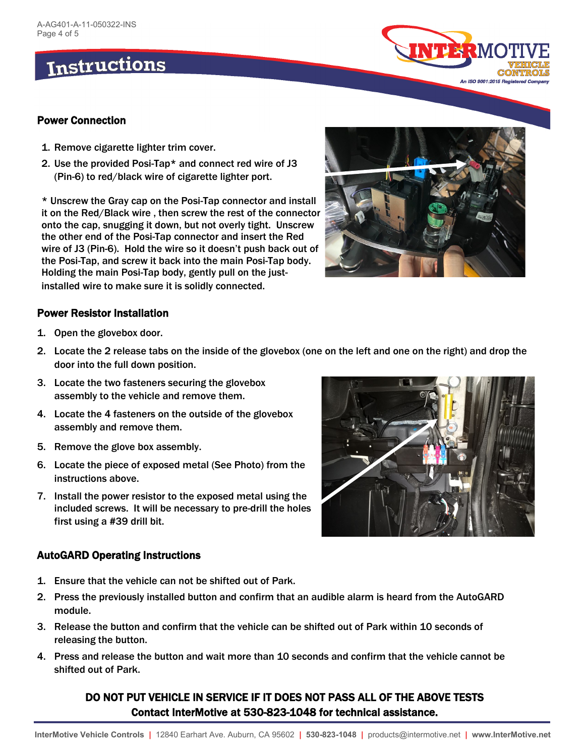# Instructions

## Power Connection

1. Remove cigarette lighter trim cover.
2. Use the provided Posi-Tap* and connect red wire of J3 (Pin-6) to red/black wire of cigarette lighter port.

* Unscrew the Gray cap on the Posi-Tap connector and install it on the Red/Black wire , then screw the rest of the connector onto the cap, snugging it down, but not overly tight. Unscrew the other end of the Posi-Tap connector and insert the Red wire of J3 (Pin-6). Hold the wire so it doesn't push back out of the Posi-Tap, and screw it back into the main Posi-Tap body. Holding the main Posi-Tap body, gently pull on the just-installed wire to make sure it is solidly connected.

## Power Resistor Installation

1. Open the glovebox door.
2. Locate the 2 release tabs on the inside of the glovebox (one on the left and one on the right) and drop the door into the full down position.
3. Locate the two fasteners securing the glovebox assembly to the vehicle and remove them.
4. Locate the 4 fasteners on the outside of the glovebox assembly and remove them.
5. Remove the glove box assembly.
6. Locate the piece of exposed metal (See Photo) from the instructions above.
7. Install the power resistor to the exposed metal using the included screws. It will be necessary to pre-drill the holes first using a #39 drill bit.

## AutoGARD Operating Instructions

1. Ensure that the vehicle can not be shifted out of Park.
2. Press the previously installed button and confirm that an audible alarm is heard from the AutoGARD module.
3. Release the button and confirm that the vehicle can be shifted out of Park within 10 seconds of releasing the button.
4. Press and release the button and wait more than 10 seconds and confirm that the vehicle cannot be shifted out of Park.

**DO NOT PUT VEHICLE IN SERVICE IF IT DOES NOT PASS ALL OF THE ABOVE TESTS**
**Contact InterMotive at 530-823-1048 for technical assistance.**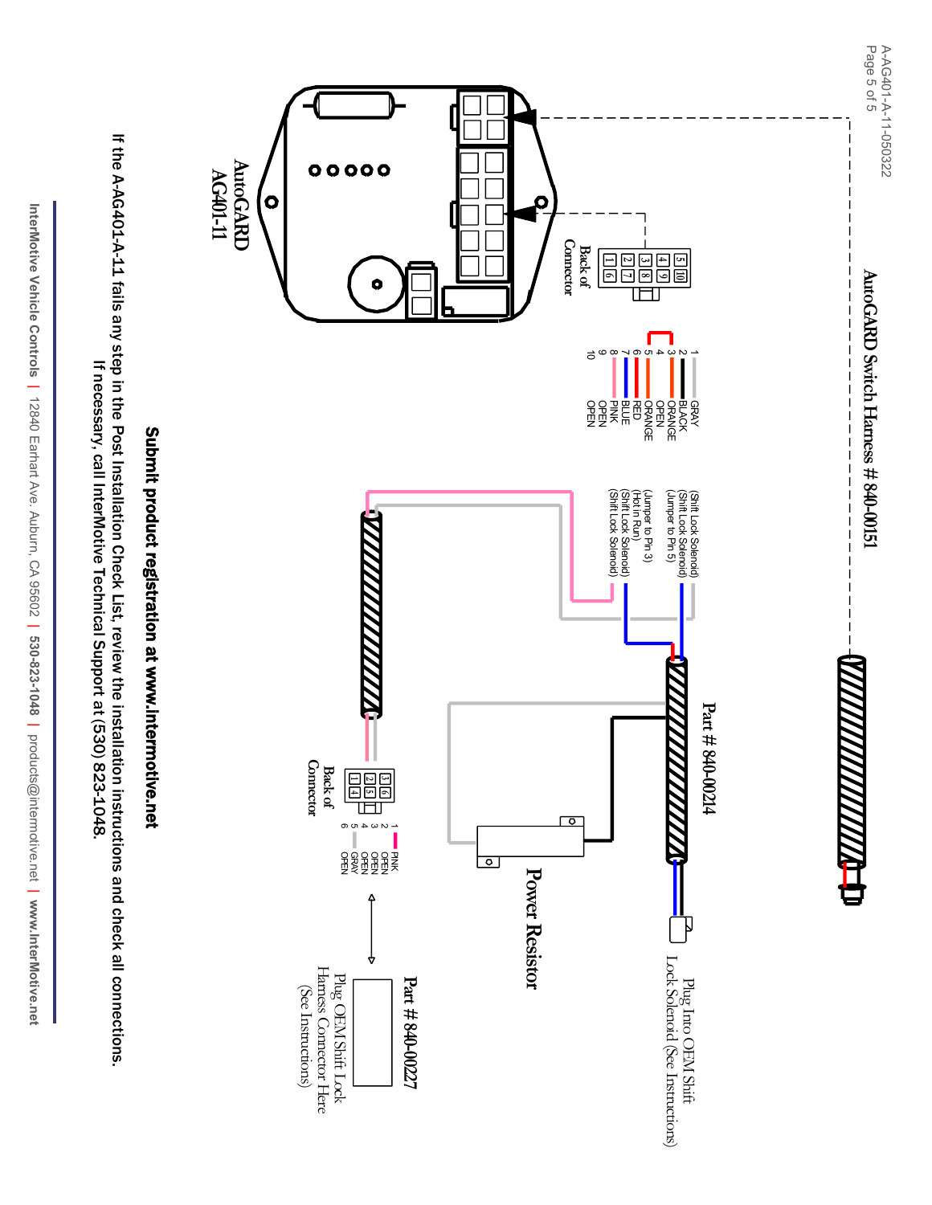# AutoGARD Switch Harness # 840-00151

AutoGARD
AG401-11

Back of Connector

| Pin | Wire | Function |
| --- | --- | --- |
| 1 | GRAY | (Shift Lock Solenoid) |
| 2 | BLACK | (Shift Lock Solenoid) |
| 3 | ORANGE | (Jumper to Pin 5) |
| 4 | OPEN | |
| 5 | ORANGE | (Jumper to Pin 3) |
| 6 | RED | (Hot in Run) |
| 7 | BLUE | (Shift Lock Solenoid) |
| 8 | PINK | (Shift Lock Solenoid) |
| 9 | OPEN | |
| 10 | OPEN | |

Part # 840-00214

Power Resistor

Plug Into OEM Shift Lock Solenoid (See Instructions)

Back of Connector

| Pin | Wire |
| --- | --- |
| 1 | PINK |
| 2 | OPEN |
| 3 | OPEN |
| 4 | OPEN |
| 5 | GRAY |
| 6 | OPEN |

Part # 840-00227

Plug OEM Shift Lock Harness Connector Here (See Instructions)

**Submit product registration at www.intermotive.net**

**If the A-AG401-A-11 fails any step in the Post Installation Check List, review the installation instructions and check all connections. If necessary, call InterMotive Technical Support at (530) 823-1048.**

**InterMotive Vehicle Controls** | 12840 Earhart Ave. Auburn, CA 95602 | **530-823-1048** | products@intermotive.net | **www.InterMotive.net**